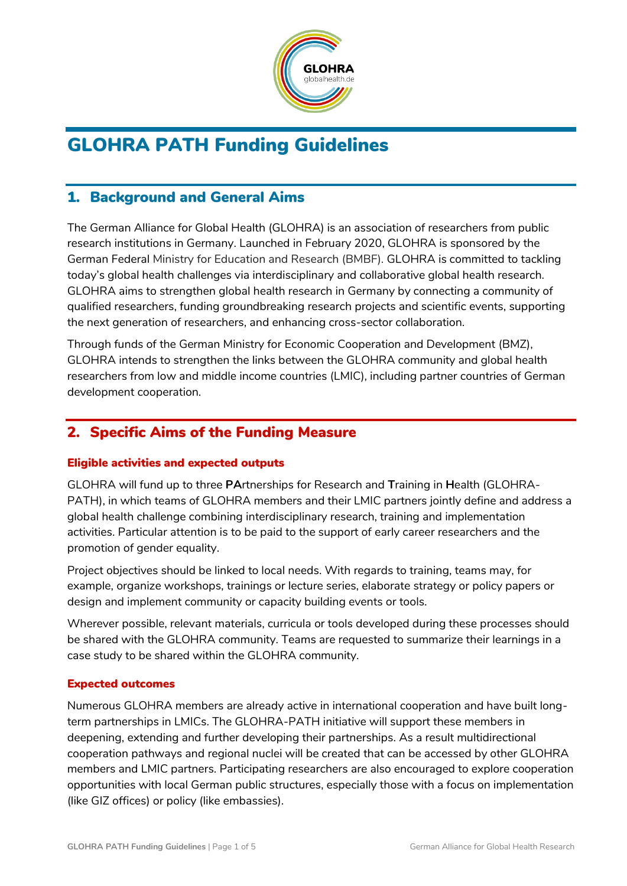# GLOHRA PATH Funding Guidelines

## 1. Background and General Aims

The German Alliance for Global Health (GLOHRA) is an association of researchers from public research institutions in Germany. Launched in February 2020, GLOHRA is sponsored by the German Federal Ministry for Education and Research (BMBF). GLOHRA is committed to tackling today's global health challenges via interdisciplinary and collaborative global health research. GLOHRA aims to strengthen global health research in Germany by connecting a community of qualified researchers, funding groundbreaking research projects and scientific events, supporting the next generation of researchers, and enhancing cross-sector collaboration.

Through funds of the German Ministry for Economic Cooperation and Development (BMZ), GLOHRA intends to strengthen the links between the GLOHRA community and global health researchers from low and middle income countries (LMIC), including partner countries of German development cooperation.

## 2. Specific Aims of the Funding Measure

### Eligible activities and expected outputs

GLOHRA will fund up to three **PA**rtnerships for Research and **T**raining in **H**ealth (GLOHRA-PATH), in which teams of GLOHRA members and their LMIC partners jointly define and address a global health challenge combining interdisciplinary research, training and implementation activities. Particular attention is to be paid to the support of early career researchers and the promotion of gender equality.

Project objectives should be linked to local needs. With regards to training, teams may, for example, organize workshops, trainings or lecture series, elaborate strategy or policy papers or design and implement community or capacity building events or tools.

Wherever possible, relevant materials, curricula or tools developed during these processes should be shared with the GLOHRA community. Teams are requested to summarize their learnings in a case study to be shared within the GLOHRA community.

### Expected outcomes

Numerous GLOHRA members are already active in international cooperation and have built long-term partnerships in LMICs. The GLOHRA-PATH initiative will support these members in deepening, extending and further developing their partnerships. As a result multidirectional cooperation pathways and regional nuclei will be created that can be accessed by other GLOHRA members and LMIC partners. Participating researchers are also encouraged to explore cooperation opportunities with local German public structures, especially those with a focus on implementation (like GIZ offices) or policy (like embassies).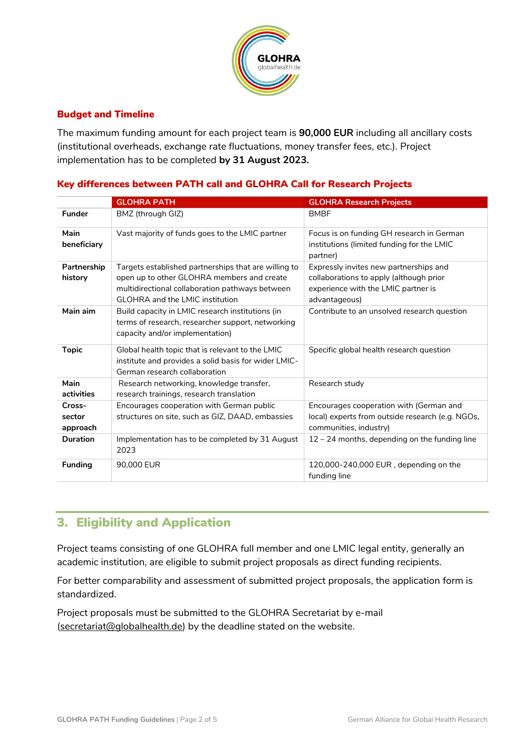### Budget and Timeline

The maximum funding amount for each project team is **90,000 EUR** including all ancillary costs (institutional overheads, exchange rate fluctuations, money transfer fees, etc.). Project implementation has to be completed **by 31 August 2023.**

### Key differences between PATH call and GLOHRA Call for Research Projects

| | GLOHRA PATH | GLOHRA Research Projects |
|---|---|---|
| **Funder** | BMZ (through GIZ) | BMBF |
| **Main beneficiary** | Vast majority of funds goes to the LMIC partner | Focus is on funding GH research in German institutions (limited funding for the LMIC partner) |
| **Partnership history** | Targets established partnerships that are willing to open up to other GLOHRA members and create multidirectional collaboration pathways between GLOHRA and the LMIC institution | Expressly invites new partnerships and collaborations to apply (although prior experience with the LMIC partner is advantageous) |
| **Main aim** | Build capacity in LMIC research institutions (in terms of research, researcher support, networking capacity and/or implementation) | Contribute to an unsolved research question |
| **Topic** | Global health topic that is relevant to the LMIC institute and provides a solid basis for wider LMIC-German research collaboration | Specific global health research question |
| **Main activities** | Research networking, knowledge transfer, research trainings, research translation | Research study |
| **Cross-sector approach** | Encourages cooperation with German public structures on site, such as GIZ, DAAD, embassies | Encourages cooperation with (German and local) experts from outside research (e.g. NGOs, communities, industry) |
| **Duration** | Implementation has to be completed by 31 August 2023 | 12 – 24 months, depending on the funding line |
| **Funding** | 90,000 EUR | 120,000-240,000 EUR , depending on the funding line |

## 3. Eligibility and Application

Project teams consisting of one GLOHRA full member and one LMIC legal entity, generally an academic institution, are eligible to submit project proposals as direct funding recipients.

For better comparability and assessment of submitted project proposals, the application form is standardized.

Project proposals must be submitted to the GLOHRA Secretariat by e-mail (secretariat@globalhealth.de) by the deadline stated on the website.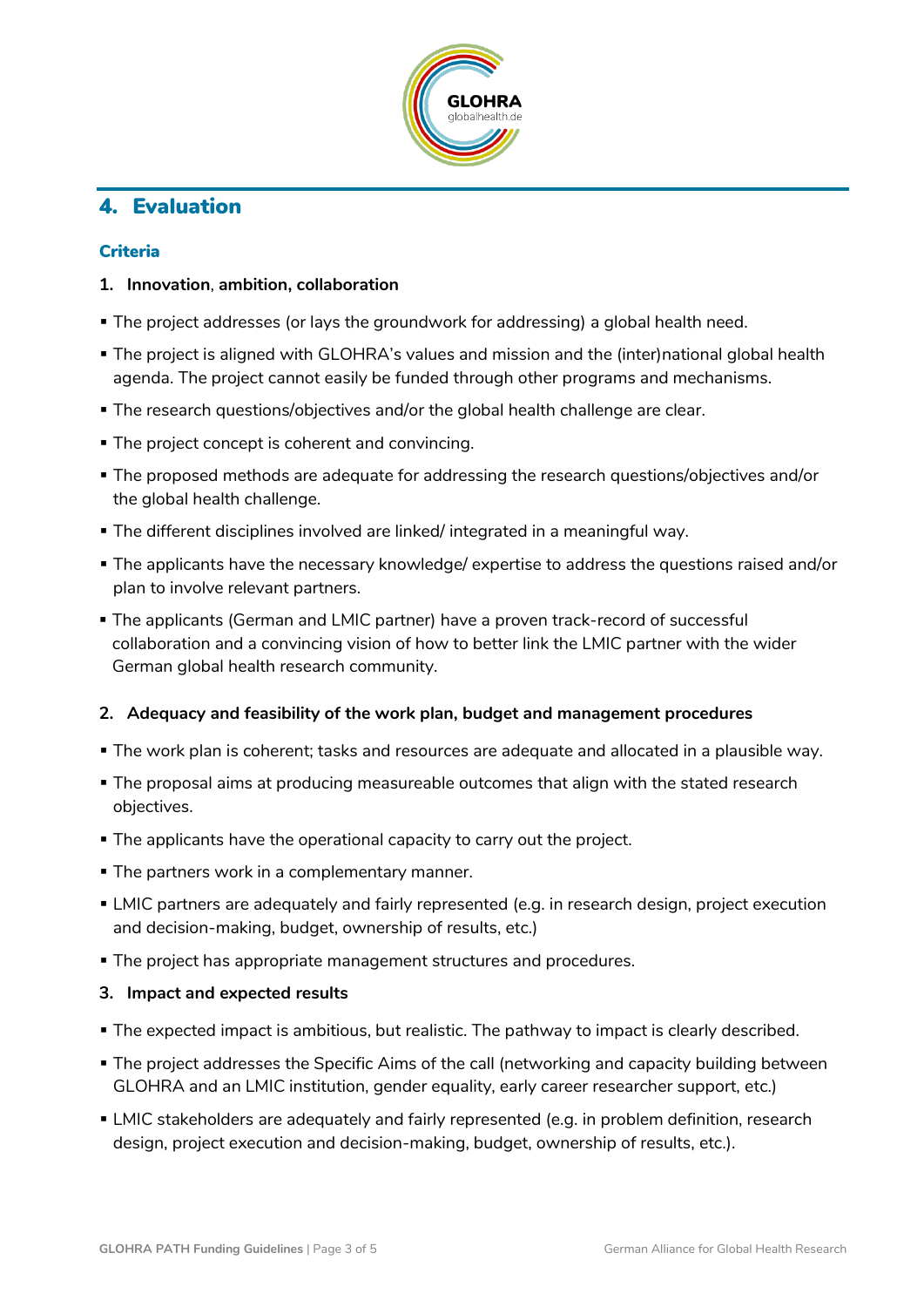## 4. Evaluation

### Criteria

**1. Innovation, ambition, collaboration**

- The project addresses (or lays the groundwork for addressing) a global health need.
- The project is aligned with GLOHRA's values and mission and the (inter)national global health agenda. The project cannot easily be funded through other programs and mechanisms.
- The research questions/objectives and/or the global health challenge are clear.
- The project concept is coherent and convincing.
- The proposed methods are adequate for addressing the research questions/objectives and/or the global health challenge.
- The different disciplines involved are linked/ integrated in a meaningful way.
- The applicants have the necessary knowledge/ expertise to address the questions raised and/or plan to involve relevant partners.
- The applicants (German and LMIC partner) have a proven track-record of successful collaboration and a convincing vision of how to better link the LMIC partner with the wider German global health research community.

**2. Adequacy and feasibility of the work plan, budget and management procedures**

- The work plan is coherent; tasks and resources are adequate and allocated in a plausible way.
- The proposal aims at producing measureable outcomes that align with the stated research objectives.
- The applicants have the operational capacity to carry out the project.
- The partners work in a complementary manner.
- LMIC partners are adequately and fairly represented (e.g. in research design, project execution and decision-making, budget, ownership of results, etc.)
- The project has appropriate management structures and procedures.

**3. Impact and expected results**

- The expected impact is ambitious, but realistic. The pathway to impact is clearly described.
- The project addresses the Specific Aims of the call (networking and capacity building between GLOHRA and an LMIC institution, gender equality, early career researcher support, etc.)
- LMIC stakeholders are adequately and fairly represented (e.g. in problem definition, research design, project execution and decision-making, budget, ownership of results, etc.).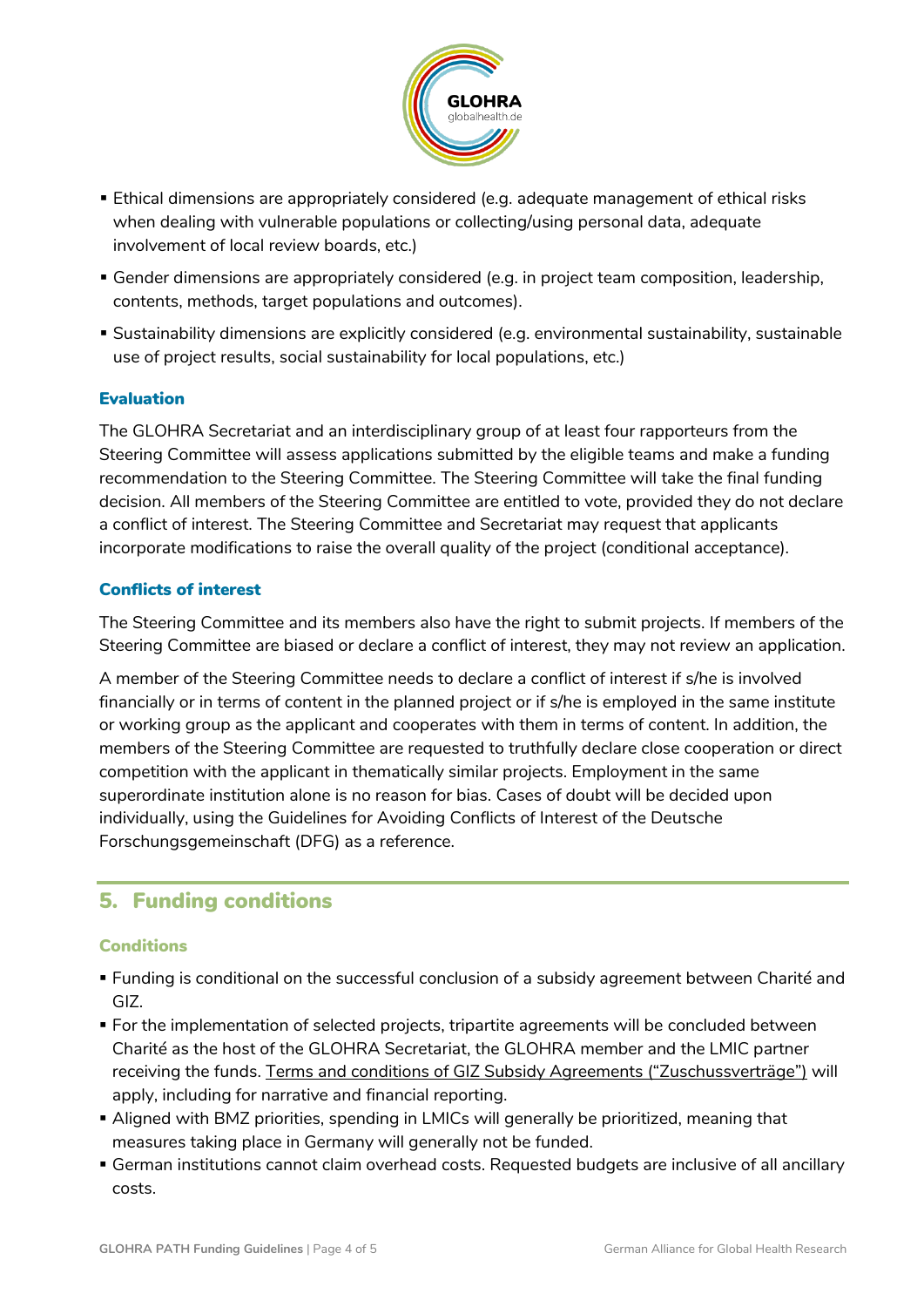- Ethical dimensions are appropriately considered (e.g. adequate management of ethical risks when dealing with vulnerable populations or collecting/using personal data, adequate involvement of local review boards, etc.)
- Gender dimensions are appropriately considered (e.g. in project team composition, leadership, contents, methods, target populations and outcomes).
- Sustainability dimensions are explicitly considered (e.g. environmental sustainability, sustainable use of project results, social sustainability for local populations, etc.)

### Evaluation

The GLOHRA Secretariat and an interdisciplinary group of at least four rapporteurs from the Steering Committee will assess applications submitted by the eligible teams and make a funding recommendation to the Steering Committee. The Steering Committee will take the final funding decision. All members of the Steering Committee are entitled to vote, provided they do not declare a conflict of interest. The Steering Committee and Secretariat may request that applicants incorporate modifications to raise the overall quality of the project (conditional acceptance).

### Conflicts of interest

The Steering Committee and its members also have the right to submit projects. If members of the Steering Committee are biased or declare a conflict of interest, they may not review an application.

A member of the Steering Committee needs to declare a conflict of interest if s/he is involved financially or in terms of content in the planned project or if s/he is employed in the same institute or working group as the applicant and cooperates with them in terms of content. In addition, the members of the Steering Committee are requested to truthfully declare close cooperation or direct competition with the applicant in thematically similar projects. Employment in the same superordinate institution alone is no reason for bias. Cases of doubt will be decided upon individually, using the Guidelines for Avoiding Conflicts of Interest of the Deutsche Forschungsgemeinschaft (DFG) as a reference.

## 5. Funding conditions

### Conditions

- Funding is conditional on the successful conclusion of a subsidy agreement between Charité and GIZ.
- For the implementation of selected projects, tripartite agreements will be concluded between Charité as the host of the GLOHRA Secretariat, the GLOHRA member and the LMIC partner receiving the funds. Terms and conditions of GIZ Subsidy Agreements ("Zuschussverträge") will apply, including for narrative and financial reporting.
- Aligned with BMZ priorities, spending in LMICs will generally be prioritized, meaning that measures taking place in Germany will generally not be funded.
- German institutions cannot claim overhead costs. Requested budgets are inclusive of all ancillary costs.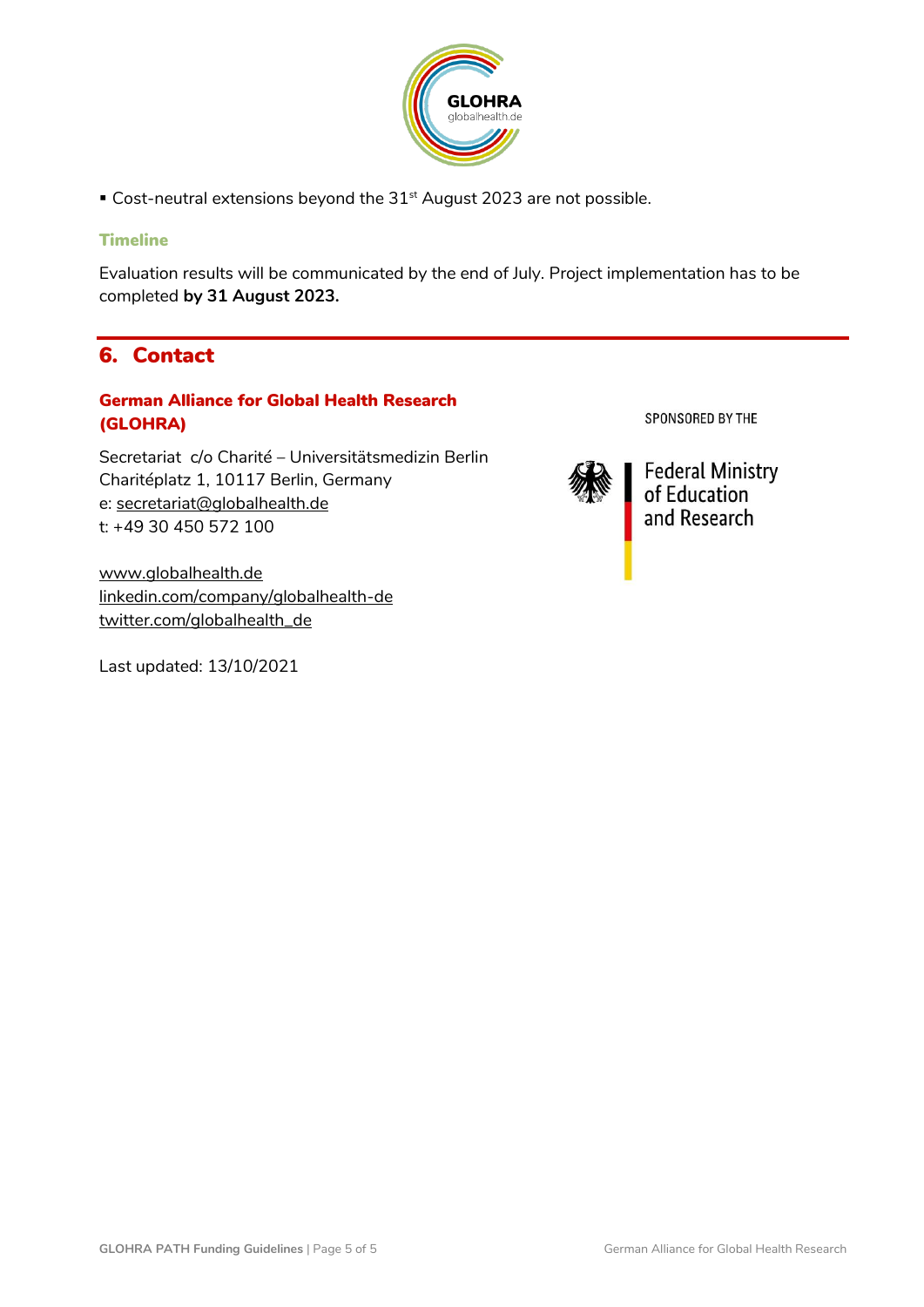- Cost-neutral extensions beyond the 31st August 2023 are not possible.

### Timeline

Evaluation results will be communicated by the end of July. Project implementation has to be completed **by 31 August 2023.**

## 6. Contact

**German Alliance for Global Health Research (GLOHRA)**

Secretariat c/o Charité – Universitätsmedizin Berlin
Charitéplatz 1, 10117 Berlin, Germany
e: secretariat@globalhealth.de
t: +49 30 450 572 100

www.globalhealth.de
linkedin.com/company/globalhealth-de
twitter.com/globalhealth_de

Last updated: 13/10/2021

SPONSORED BY THE

Federal Ministry of Education and Research